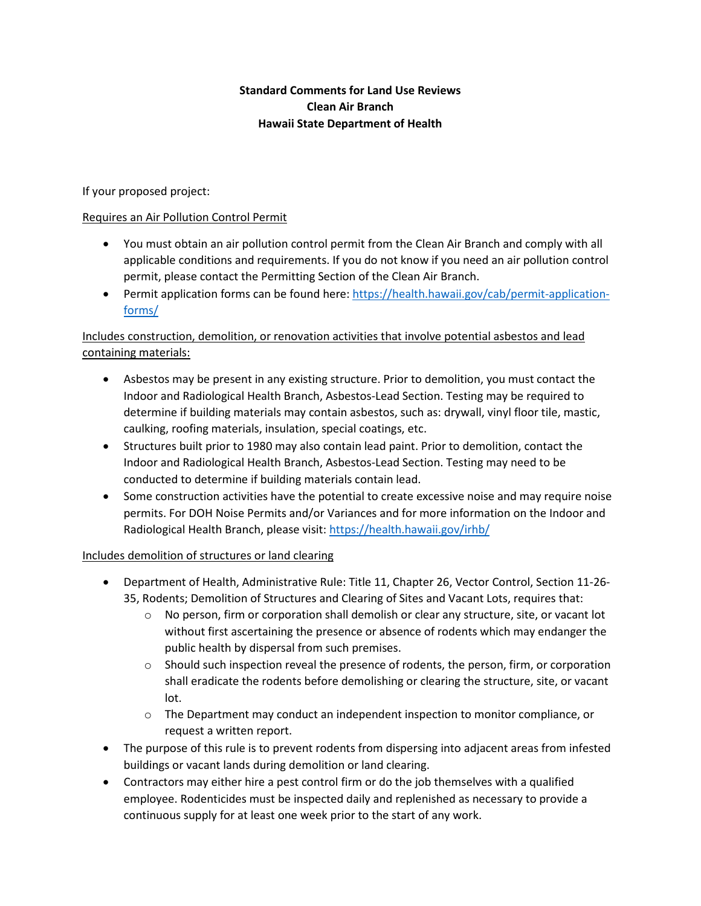**Standard Comments for Land Use Reviews**
**Clean Air Branch**
**Hawaii State Department of Health**

If your proposed project:

Requires an Air Pollution Control Permit

- You must obtain an air pollution control permit from the Clean Air Branch and comply with all applicable conditions and requirements. If you do not know if you need an air pollution control permit, please contact the Permitting Section of the Clean Air Branch.
- Permit application forms can be found here: [https://health.hawaii.gov/cab/permit-application-forms/](https://health.hawaii.gov/cab/permit-application-forms/)

Includes construction, demolition, or renovation activities that involve potential asbestos and lead containing materials:

- Asbestos may be present in any existing structure. Prior to demolition, you must contact the Indoor and Radiological Health Branch, Asbestos-Lead Section. Testing may be required to determine if building materials may contain asbestos, such as: drywall, vinyl floor tile, mastic, caulking, roofing materials, insulation, special coatings, etc.
- Structures built prior to 1980 may also contain lead paint. Prior to demolition, contact the Indoor and Radiological Health Branch, Asbestos-Lead Section. Testing may need to be conducted to determine if building materials contain lead.
- Some construction activities have the potential to create excessive noise and may require noise permits. For DOH Noise Permits and/or Variances and for more information on the Indoor and Radiological Health Branch, please visit: [https://health.hawaii.gov/irhb/](https://health.hawaii.gov/irhb/)

Includes demolition of structures or land clearing

- Department of Health, Administrative Rule: Title 11, Chapter 26, Vector Control, Section 11-26-35, Rodents; Demolition of Structures and Clearing of Sites and Vacant Lots, requires that:
  - No person, firm or corporation shall demolish or clear any structure, site, or vacant lot without first ascertaining the presence or absence of rodents which may endanger the public health by dispersal from such premises.
  - Should such inspection reveal the presence of rodents, the person, firm, or corporation shall eradicate the rodents before demolishing or clearing the structure, site, or vacant lot.
  - The Department may conduct an independent inspection to monitor compliance, or request a written report.
- The purpose of this rule is to prevent rodents from dispersing into adjacent areas from infested buildings or vacant lands during demolition or land clearing.
- Contractors may either hire a pest control firm or do the job themselves with a qualified employee. Rodenticides must be inspected daily and replenished as necessary to provide a continuous supply for at least one week prior to the start of any work.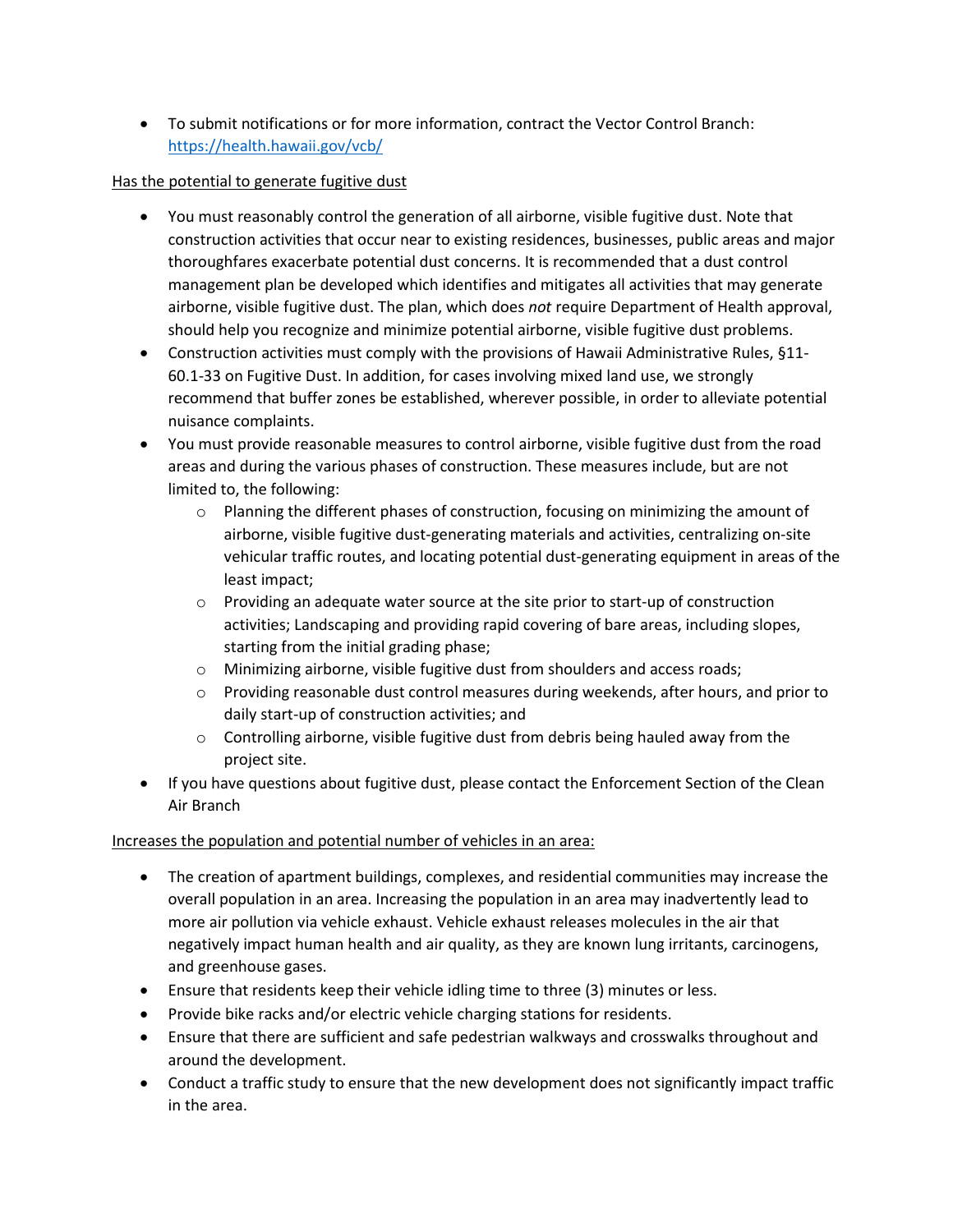- To submit notifications or for more information, contract the Vector Control Branch: https://health.hawaii.gov/vcb/

<u>Has the potential to generate fugitive dust</u>

- You must reasonably control the generation of all airborne, visible fugitive dust. Note that construction activities that occur near to existing residences, businesses, public areas and major thoroughfares exacerbate potential dust concerns. It is recommended that a dust control management plan be developed which identifies and mitigates all activities that may generate airborne, visible fugitive dust. The plan, which does *not* require Department of Health approval, should help you recognize and minimize potential airborne, visible fugitive dust problems.
- Construction activities must comply with the provisions of Hawaii Administrative Rules, §11-60.1-33 on Fugitive Dust. In addition, for cases involving mixed land use, we strongly recommend that buffer zones be established, wherever possible, in order to alleviate potential nuisance complaints.
- You must provide reasonable measures to control airborne, visible fugitive dust from the road areas and during the various phases of construction. These measures include, but are not limited to, the following:
  - Planning the different phases of construction, focusing on minimizing the amount of airborne, visible fugitive dust-generating materials and activities, centralizing on-site vehicular traffic routes, and locating potential dust-generating equipment in areas of the least impact;
  - Providing an adequate water source at the site prior to start-up of construction activities; Landscaping and providing rapid covering of bare areas, including slopes, starting from the initial grading phase;
  - Minimizing airborne, visible fugitive dust from shoulders and access roads;
  - Providing reasonable dust control measures during weekends, after hours, and prior to daily start-up of construction activities; and
  - Controlling airborne, visible fugitive dust from debris being hauled away from the project site.
- If you have questions about fugitive dust, please contact the Enforcement Section of the Clean Air Branch

<u>Increases the population and potential number of vehicles in an area:</u>

- The creation of apartment buildings, complexes, and residential communities may increase the overall population in an area. Increasing the population in an area may inadvertently lead to more air pollution via vehicle exhaust. Vehicle exhaust releases molecules in the air that negatively impact human health and air quality, as they are known lung irritants, carcinogens, and greenhouse gases.
- Ensure that residents keep their vehicle idling time to three (3) minutes or less.
- Provide bike racks and/or electric vehicle charging stations for residents.
- Ensure that there are sufficient and safe pedestrian walkways and crosswalks throughout and around the development.
- Conduct a traffic study to ensure that the new development does not significantly impact traffic in the area.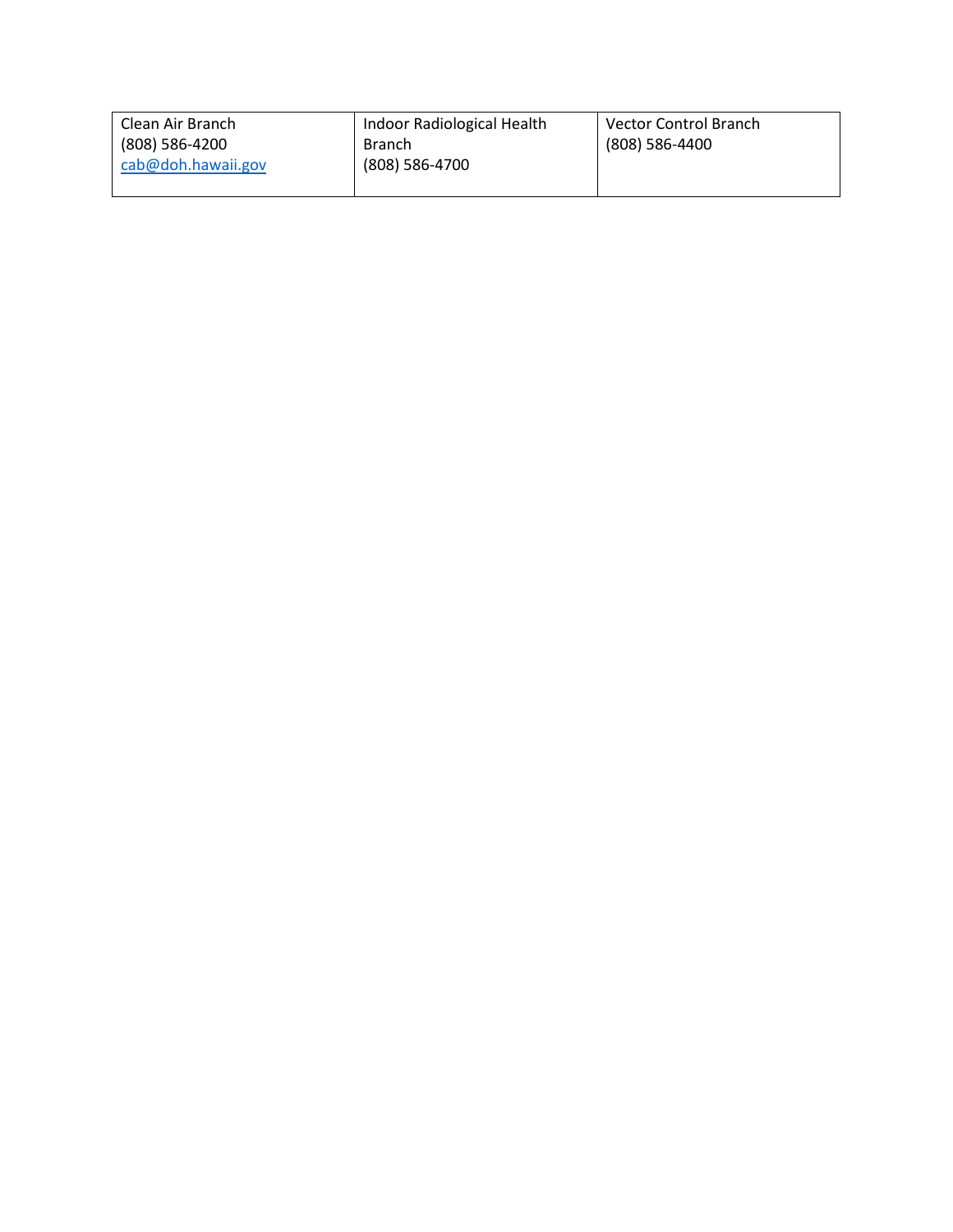| | | |
|---|---|---|
| Clean Air Branch<br>(808) 586-4200<br>cab@doh.hawaii.gov | Indoor Radiological Health Branch<br>(808) 586-4700 | Vector Control Branch<br>(808) 586-4400 |